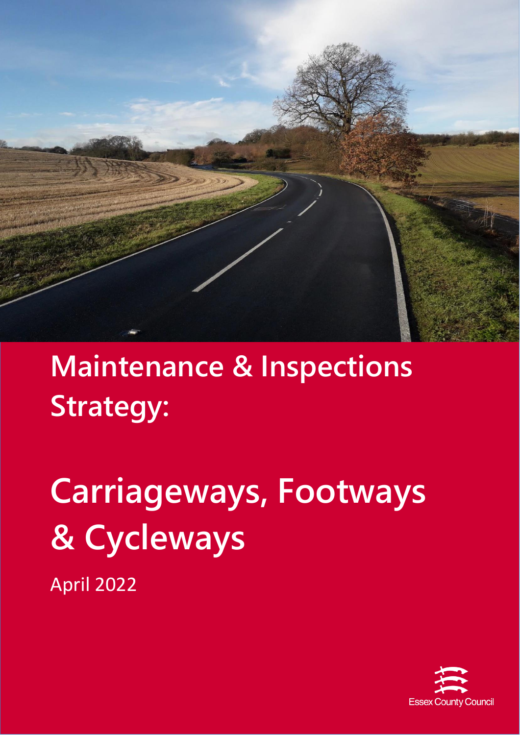# Maintenance & Inspections Strategy:

# Carriageways, Footways & Cycleways

April 2022

Essex County Council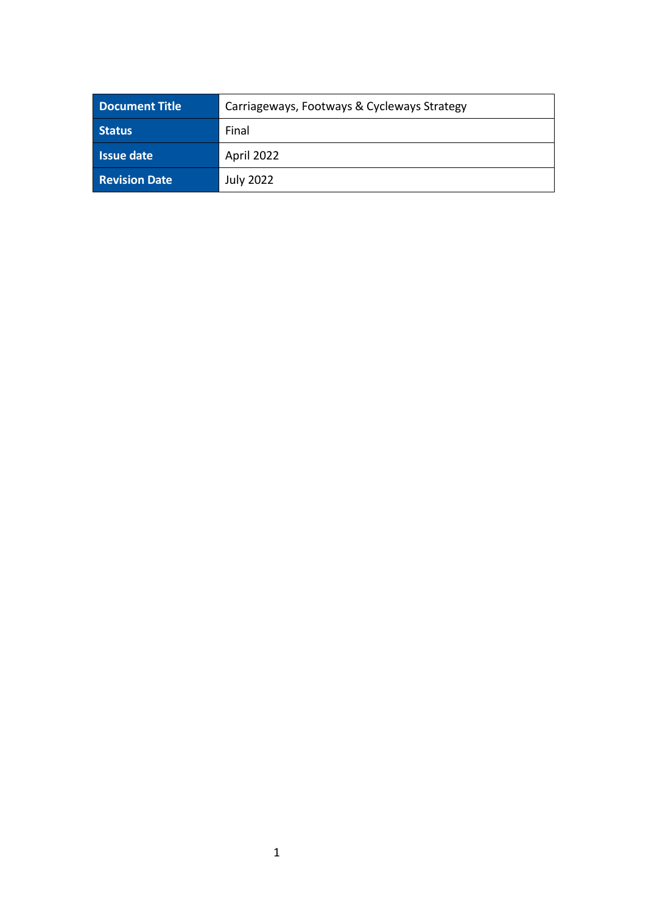| **Document Title** | Carriageways, Footways & Cycleways Strategy |
|---|---|
| **Status** | Final |
| **Issue date** | April 2022 |
| **Revision Date** | July 2022 |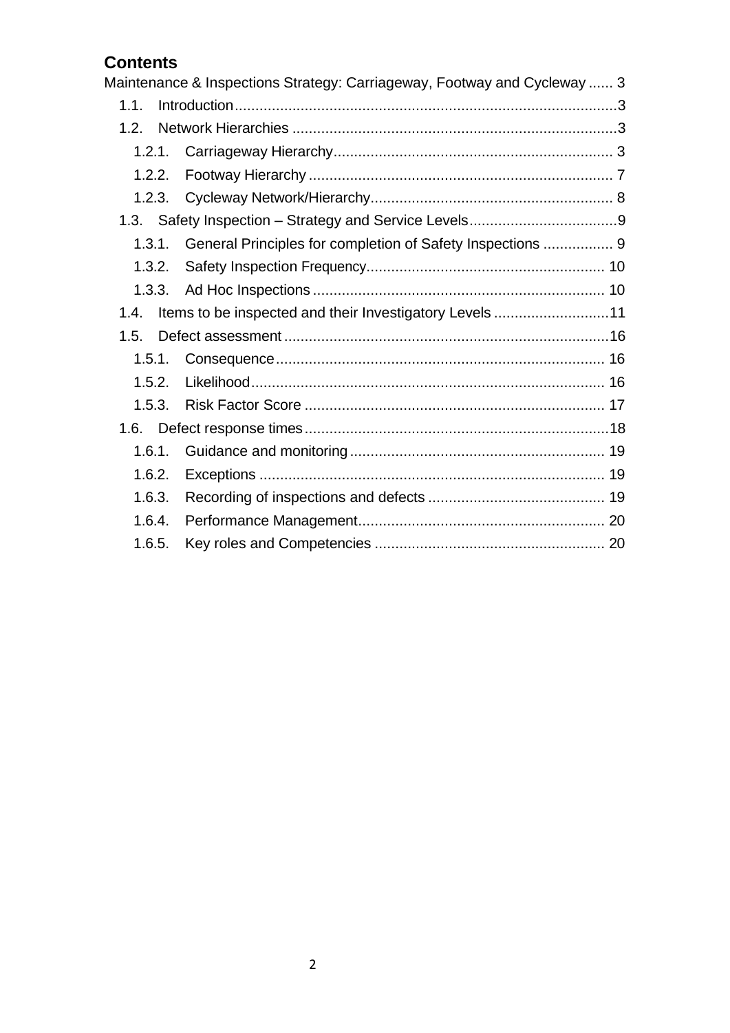## Contents

Maintenance & Inspections Strategy: Carriageway, Footway and Cycleway ...... 3

- 1.1. Introduction ...... 3
- 1.2. Network Hierarchies ...... 3
  - 1.2.1. Carriageway Hierarchy ...... 3
  - 1.2.2. Footway Hierarchy ...... 7
  - 1.2.3. Cycleway Network/Hierarchy ...... 8
- 1.3. Safety Inspection – Strategy and Service Levels ...... 9
  - 1.3.1. General Principles for completion of Safety Inspections ...... 9
  - 1.3.2. Safety Inspection Frequency ...... 10
  - 1.3.3. Ad Hoc Inspections ...... 10
- 1.4. Items to be inspected and their Investigatory Levels ...... 11
- 1.5. Defect assessment ...... 16
  - 1.5.1. Consequence ...... 16
  - 1.5.2. Likelihood ...... 16
  - 1.5.3. Risk Factor Score ...... 17
- 1.6. Defect response times ...... 18
  - 1.6.1. Guidance and monitoring ...... 19
  - 1.6.2. Exceptions ...... 19
  - 1.6.3. Recording of inspections and defects ...... 19
  - 1.6.4. Performance Management ...... 20
  - 1.6.5. Key roles and Competencies ...... 20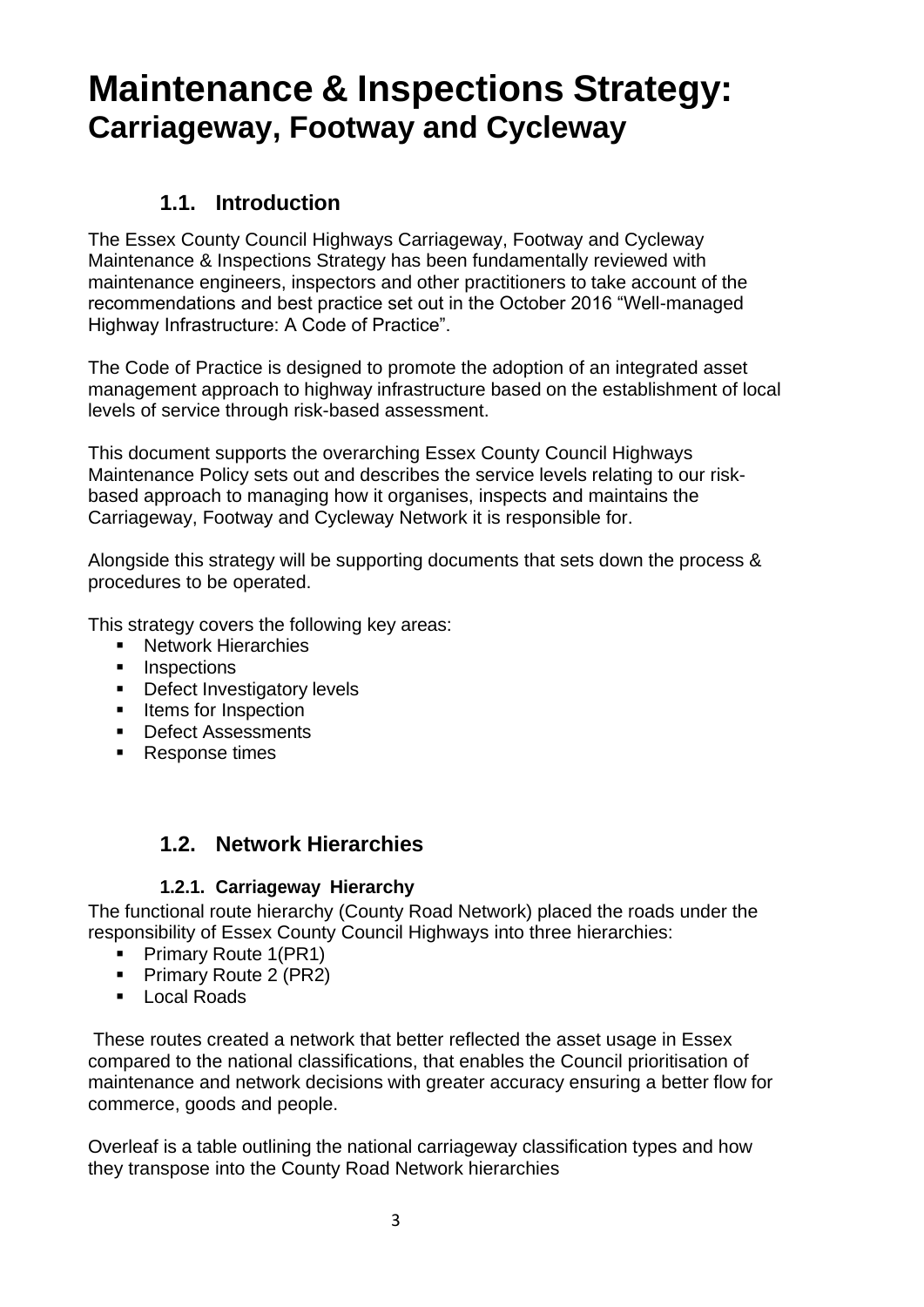# Maintenance & Inspections Strategy:
## Carriageway, Footway and Cycleway

### 1.1. Introduction

The Essex County Council Highways Carriageway, Footway and Cycleway Maintenance & Inspections Strategy has been fundamentally reviewed with maintenance engineers, inspectors and other practitioners to take account of the recommendations and best practice set out in the October 2016 "Well-managed Highway Infrastructure: A Code of Practice".

The Code of Practice is designed to promote the adoption of an integrated asset management approach to highway infrastructure based on the establishment of local levels of service through risk-based assessment.

This document supports the overarching Essex County Council Highways Maintenance Policy sets out and describes the service levels relating to our risk-based approach to managing how it organises, inspects and maintains the Carriageway, Footway and Cycleway Network it is responsible for.

Alongside this strategy will be supporting documents that sets down the process & procedures to be operated.

This strategy covers the following key areas:

- Network Hierarchies
- Inspections
- Defect Investigatory levels
- Items for Inspection
- Defect Assessments
- Response times

### 1.2. Network Hierarchies

#### 1.2.1. Carriageway Hierarchy

The functional route hierarchy (County Road Network) placed the roads under the responsibility of Essex County Council Highways into three hierarchies:

- Primary Route 1(PR1)
- Primary Route 2 (PR2)
- Local Roads

These routes created a network that better reflected the asset usage in Essex compared to the national classifications, that enables the Council prioritisation of maintenance and network decisions with greater accuracy ensuring a better flow for commerce, goods and people.

Overleaf is a table outlining the national carriageway classification types and how they transpose into the County Road Network hierarchies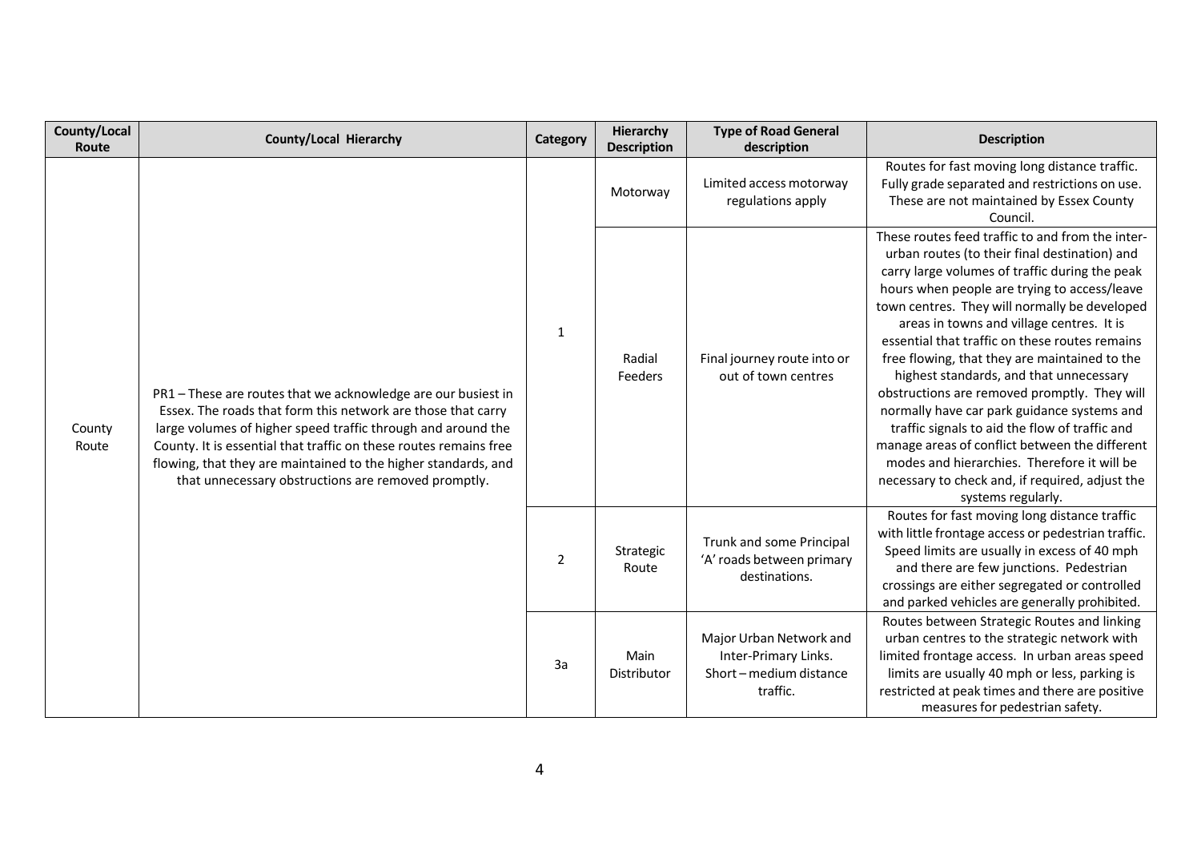| County/Local Route | County/Local Hierarchy | Category | Hierarchy Description | Type of Road General description | Description |
|---|---|---|---|---|---|
| County Route | PR1 – These are routes that we acknowledge are our busiest in Essex. The roads that form this network are those that carry large volumes of higher speed traffic through and around the County. It is essential that traffic on these routes remains free flowing, that they are maintained to the higher standards, and that unnecessary obstructions are removed promptly. | 1 | Motorway | Limited access motorway regulations apply | Routes for fast moving long distance traffic. Fully grade separated and restrictions on use. These are not maintained by Essex County Council. |
| | | | Radial Feeders | Final journey route into or out of town centres | These routes feed traffic to and from the inter-urban routes (to their final destination) and carry large volumes of traffic during the peak hours when people are trying to access/leave town centres. They will normally be developed areas in towns and village centres. It is essential that traffic on these routes remains free flowing, that they are maintained to the highest standards, and that unnecessary obstructions are removed promptly. They will normally have car park guidance systems and traffic signals to aid the flow of traffic and manage areas of conflict between the different modes and hierarchies. Therefore it will be necessary to check and, if required, adjust the systems regularly. |
| | | 2 | Strategic Route | Trunk and some Principal 'A' roads between primary destinations. | Routes for fast moving long distance traffic with little frontage access or pedestrian traffic. Speed limits are usually in excess of 40 mph and there are few junctions. Pedestrian crossings are either segregated or controlled and parked vehicles are generally prohibited. |
| | | 3a | Main Distributor | Major Urban Network and Inter-Primary Links. Short – medium distance traffic. | Routes between Strategic Routes and linking urban centres to the strategic network with limited frontage access. In urban areas speed limits are usually 40 mph or less, parking is restricted at peak times and there are positive measures for pedestrian safety. |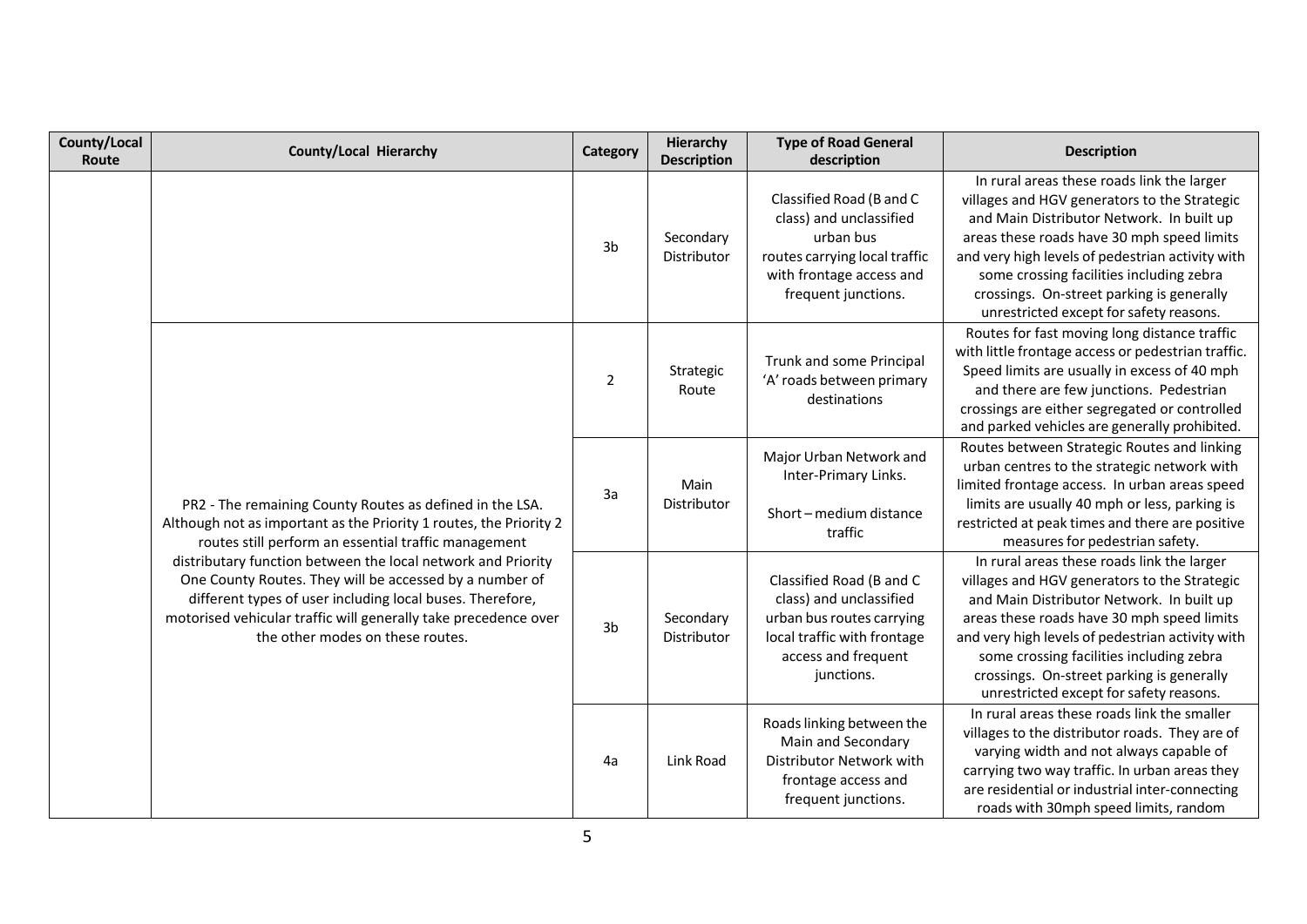| County/Local Route | County/Local Hierarchy | Category | Hierarchy Description | Type of Road General description | Description |
|---|---|---|---|---|---|
| | | 3b | Secondary Distributor | Classified Road (B and C class) and unclassified urban bus routes carrying local traffic with frontage access and frequent junctions. | In rural areas these roads link the larger villages and HGV generators to the Strategic and Main Distributor Network. In built up areas these roads have 30 mph speed limits and very high levels of pedestrian activity with some crossing facilities including zebra crossings. On-street parking is generally unrestricted except for safety reasons. |
| | PR2 - The remaining County Routes as defined in the LSA. Although not as important as the Priority 1 routes, the Priority 2 routes still perform an essential traffic management distributary function between the local network and Priority One County Routes. They will be accessed by a number of different types of user including local buses. Therefore, motorised vehicular traffic will generally take precedence over the other modes on these routes. | 2 | Strategic Route | Trunk and some Principal 'A' roads between primary destinations | Routes for fast moving long distance traffic with little frontage access or pedestrian traffic. Speed limits are usually in excess of 40 mph and there are few junctions. Pedestrian crossings are either segregated or controlled and parked vehicles are generally prohibited. |
| | | 3a | Main Distributor | Major Urban Network and Inter-Primary Links. Short – medium distance traffic | Routes between Strategic Routes and linking urban centres to the strategic network with limited frontage access. In urban areas speed limits are usually 40 mph or less, parking is restricted at peak times and there are positive measures for pedestrian safety. |
| | | 3b | Secondary Distributor | Classified Road (B and C class) and unclassified urban bus routes carrying local traffic with frontage access and frequent junctions. | In rural areas these roads link the larger villages and HGV generators to the Strategic and Main Distributor Network. In built up areas these roads have 30 mph speed limits and very high levels of pedestrian activity with some crossing facilities including zebra crossings. On-street parking is generally unrestricted except for safety reasons. |
| | | 4a | Link Road | Roads linking between the Main and Secondary Distributor Network with frontage access and frequent junctions. | In rural areas these roads link the smaller villages to the distributor roads. They are of varying width and not always capable of carrying two way traffic. In urban areas they are residential or industrial inter-connecting roads with 30mph speed limits, random |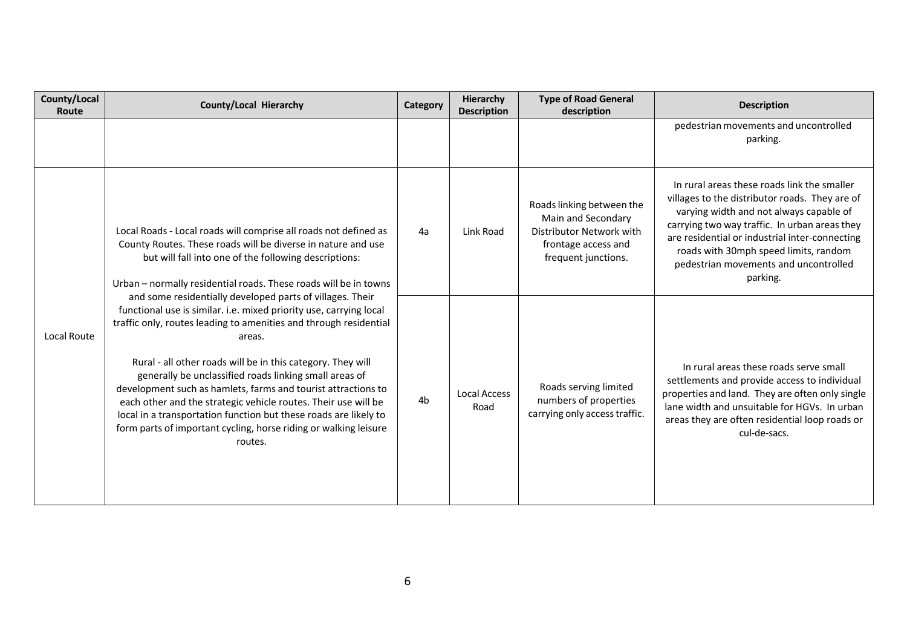| County/Local Route | County/Local Hierarchy | Category | Hierarchy Description | Type of Road General description | Description |
|---|---|---|---|---|---|
| | | | | | pedestrian movements and uncontrolled parking. |
| Local Route | Local Roads - Local roads will comprise all roads not defined as County Routes. These roads will be diverse in nature and use but will fall into one of the following descriptions:<br><br>Urban – normally residential roads. These roads will be in towns and some residentially developed parts of villages. Their functional use is similar. i.e. mixed priority use, carrying local traffic only, routes leading to amenities and through residential areas.<br><br>Rural - all other roads will be in this category. They will generally be unclassified roads linking small areas of development such as hamlets, farms and tourist attractions to each other and the strategic vehicle routes. Their use will be local in a transportation function but these roads are likely to form parts of important cycling, horse riding or walking leisure routes. | 4a | Link Road | Roads linking between the Main and Secondary Distributor Network with frontage access and frequent junctions. | In rural areas these roads link the smaller villages to the distributor roads. They are of varying width and not always capable of carrying two way traffic. In urban areas they are residential or industrial inter-connecting roads with 30mph speed limits, random pedestrian movements and uncontrolled parking. |
| | | 4b | Local Access Road | Roads serving limited numbers of properties carrying only access traffic. | In rural areas these roads serve small settlements and provide access to individual properties and land. They are often only single lane width and unsuitable for HGVs. In urban areas they are often residential loop roads or cul-de-sacs. |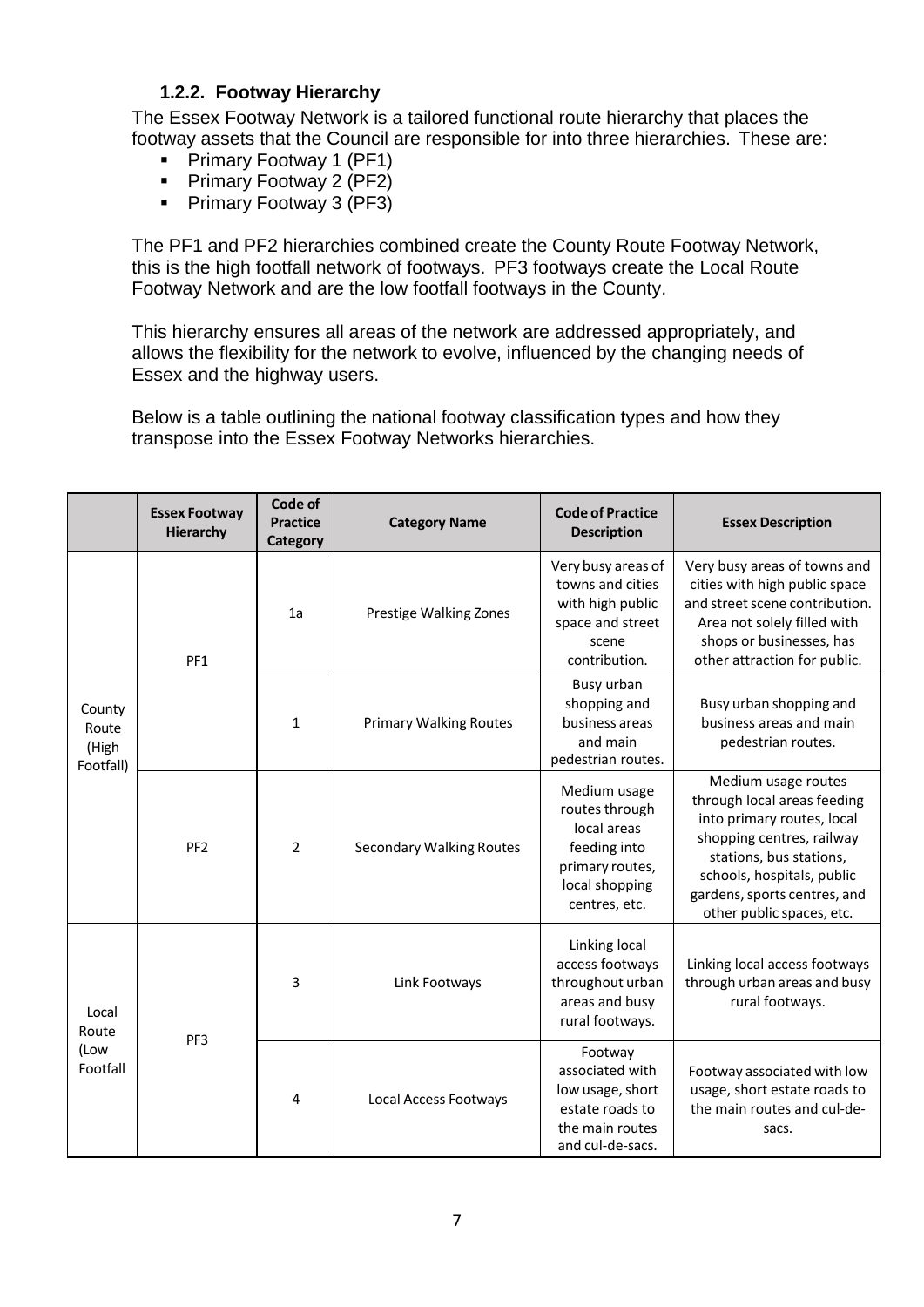### 1.2.2. Footway Hierarchy

The Essex Footway Network is a tailored functional route hierarchy that places the footway assets that the Council are responsible for into three hierarchies. These are:

- Primary Footway 1 (PF1)
- Primary Footway 2 (PF2)
- Primary Footway 3 (PF3)

The PF1 and PF2 hierarchies combined create the County Route Footway Network, this is the high footfall network of footways. PF3 footways create the Local Route Footway Network and are the low footfall footways in the County.

This hierarchy ensures all areas of the network are addressed appropriately, and allows the flexibility for the network to evolve, influenced by the changing needs of Essex and the highway users.

Below is a table outlining the national footway classification types and how they transpose into the Essex Footway Networks hierarchies.

| | Essex Footway Hierarchy | Code of Practice Category | Category Name | Code of Practice Description | Essex Description |
|---|---|---|---|---|---|
| County Route (High Footfall) | PF1 | 1a | Prestige Walking Zones | Very busy areas of towns and cities with high public space and street scene contribution. | Very busy areas of towns and cities with high public space and street scene contribution. Area not solely filled with shops or businesses, has other attraction for public. |
| | | 1 | Primary Walking Routes | Busy urban shopping and business areas and main pedestrian routes. | Busy urban shopping and business areas and main pedestrian routes. |
| | PF2 | 2 | Secondary Walking Routes | Medium usage routes through local areas feeding into primary routes, local shopping centres, etc. | Medium usage routes through local areas feeding into primary routes, local shopping centres, railway stations, bus stations, schools, hospitals, public gardens, sports centres, and other public spaces, etc. |
| Local Route (Low Footfall | PF3 | 3 | Link Footways | Linking local access footways throughout urban areas and busy rural footways. | Linking local access footways through urban areas and busy rural footways. |
| | | 4 | Local Access Footways | Footway associated with low usage, short estate roads to the main routes and cul-de-sacs. | Footway associated with low usage, short estate roads to the main routes and cul-de-sacs. |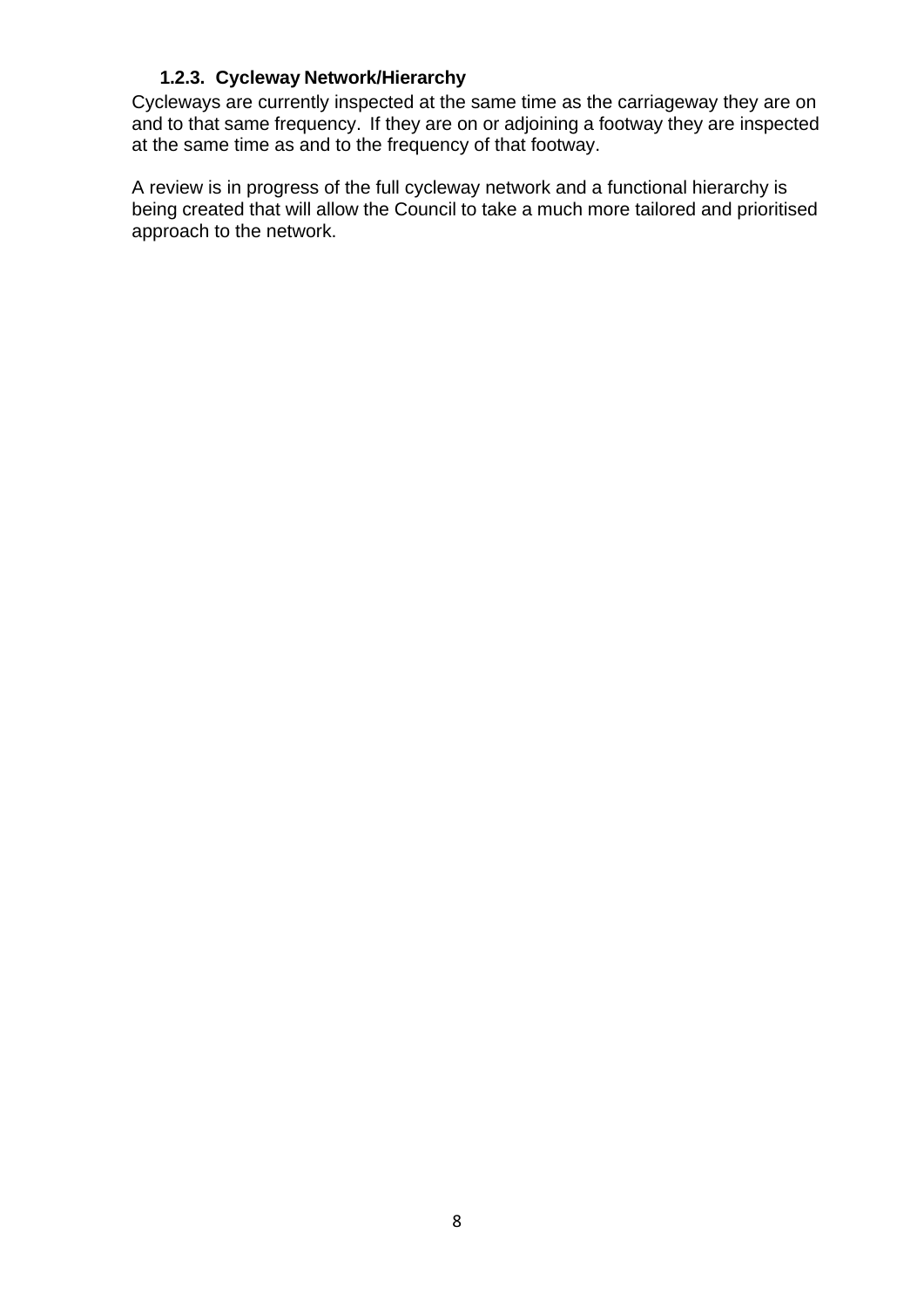### 1.2.3. Cycleway Network/Hierarchy

Cycleways are currently inspected at the same time as the carriageway they are on and to that same frequency. If they are on or adjoining a footway they are inspected at the same time as and to the frequency of that footway.

A review is in progress of the full cycleway network and a functional hierarchy is being created that will allow the Council to take a much more tailored and prioritised approach to the network.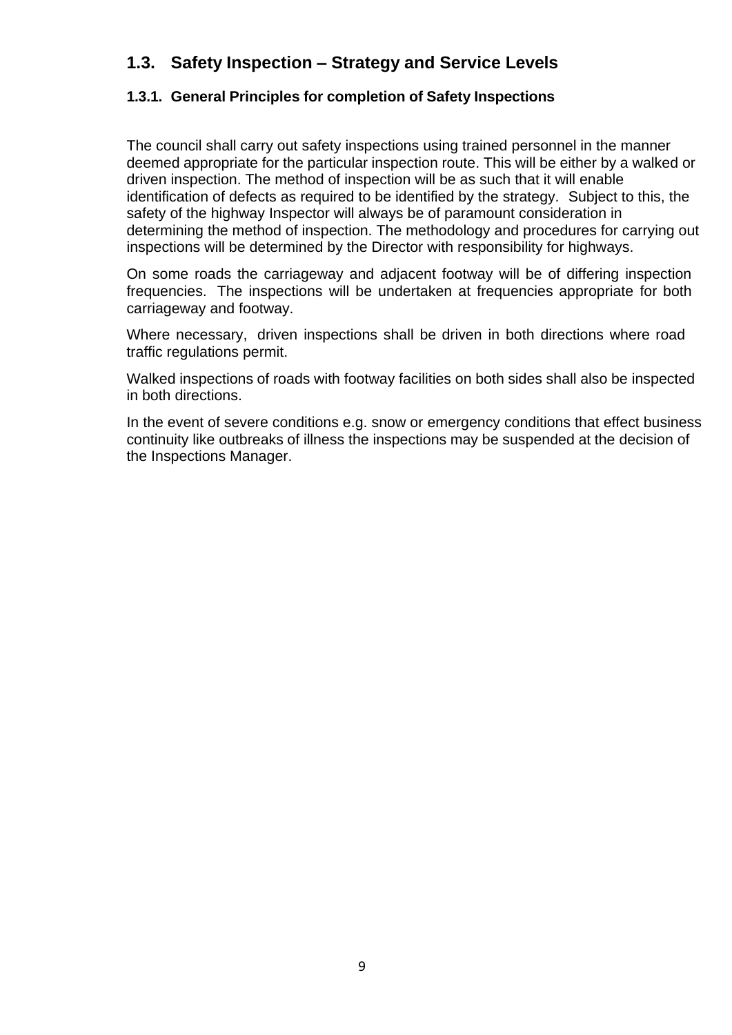## 1.3. Safety Inspection – Strategy and Service Levels

### 1.3.1. General Principles for completion of Safety Inspections

The council shall carry out safety inspections using trained personnel in the manner deemed appropriate for the particular inspection route. This will be either by a walked or driven inspection. The method of inspection will be as such that it will enable identification of defects as required to be identified by the strategy. Subject to this, the safety of the highway Inspector will always be of paramount consideration in determining the method of inspection. The methodology and procedures for carrying out inspections will be determined by the Director with responsibility for highways.

On some roads the carriageway and adjacent footway will be of differing inspection frequencies. The inspections will be undertaken at frequencies appropriate for both carriageway and footway.

Where necessary, driven inspections shall be driven in both directions where road traffic regulations permit.

Walked inspections of roads with footway facilities on both sides shall also be inspected in both directions.

In the event of severe conditions e.g. snow or emergency conditions that effect business continuity like outbreaks of illness the inspections may be suspended at the decision of the Inspections Manager.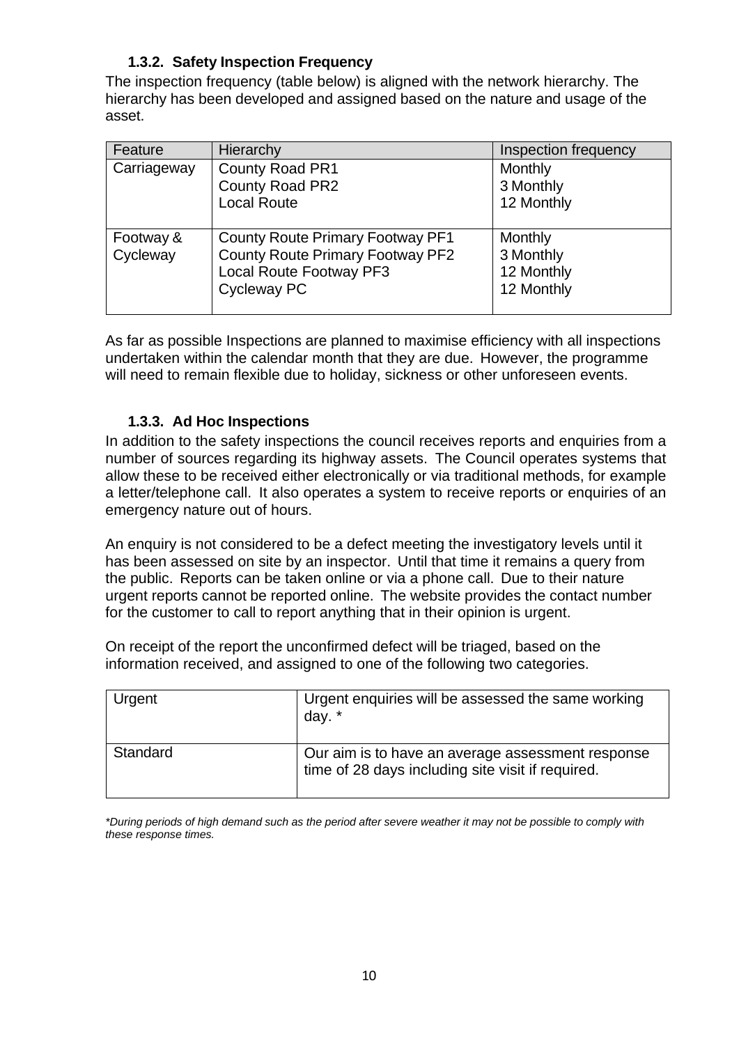### 1.3.2. Safety Inspection Frequency

The inspection frequency (table below) is aligned with the network hierarchy. The hierarchy has been developed and assigned based on the nature and usage of the asset.

| Feature | Hierarchy | Inspection frequency |
|---|---|---|
| Carriageway | County Road PR1<br>County Road PR2<br>Local Route | Monthly<br>3 Monthly<br>12 Monthly |
| Footway & Cycleway | County Route Primary Footway PF1<br>County Route Primary Footway PF2<br>Local Route Footway PF3<br>Cycleway PC | Monthly<br>3 Monthly<br>12 Monthly<br>12 Monthly |

As far as possible Inspections are planned to maximise efficiency with all inspections undertaken within the calendar month that they are due. However, the programme will need to remain flexible due to holiday, sickness or other unforeseen events.

### 1.3.3. Ad Hoc Inspections

In addition to the safety inspections the council receives reports and enquiries from a number of sources regarding its highway assets. The Council operates systems that allow these to be received either electronically or via traditional methods, for example a letter/telephone call. It also operates a system to receive reports or enquiries of an emergency nature out of hours.

An enquiry is not considered to be a defect meeting the investigatory levels until it has been assessed on site by an inspector. Until that time it remains a query from the public. Reports can be taken online or via a phone call. Due to their nature urgent reports cannot be reported online. The website provides the contact number for the customer to call to report anything that in their opinion is urgent.

On receipt of the report the unconfirmed defect will be triaged, based on the information received, and assigned to one of the following two categories.

| | |
|---|---|
| Urgent | Urgent enquiries will be assessed the same working day. * |
| Standard | Our aim is to have an average assessment response time of 28 days including site visit if required. |

*\*During periods of high demand such as the period after severe weather it may not be possible to comply with these response times.*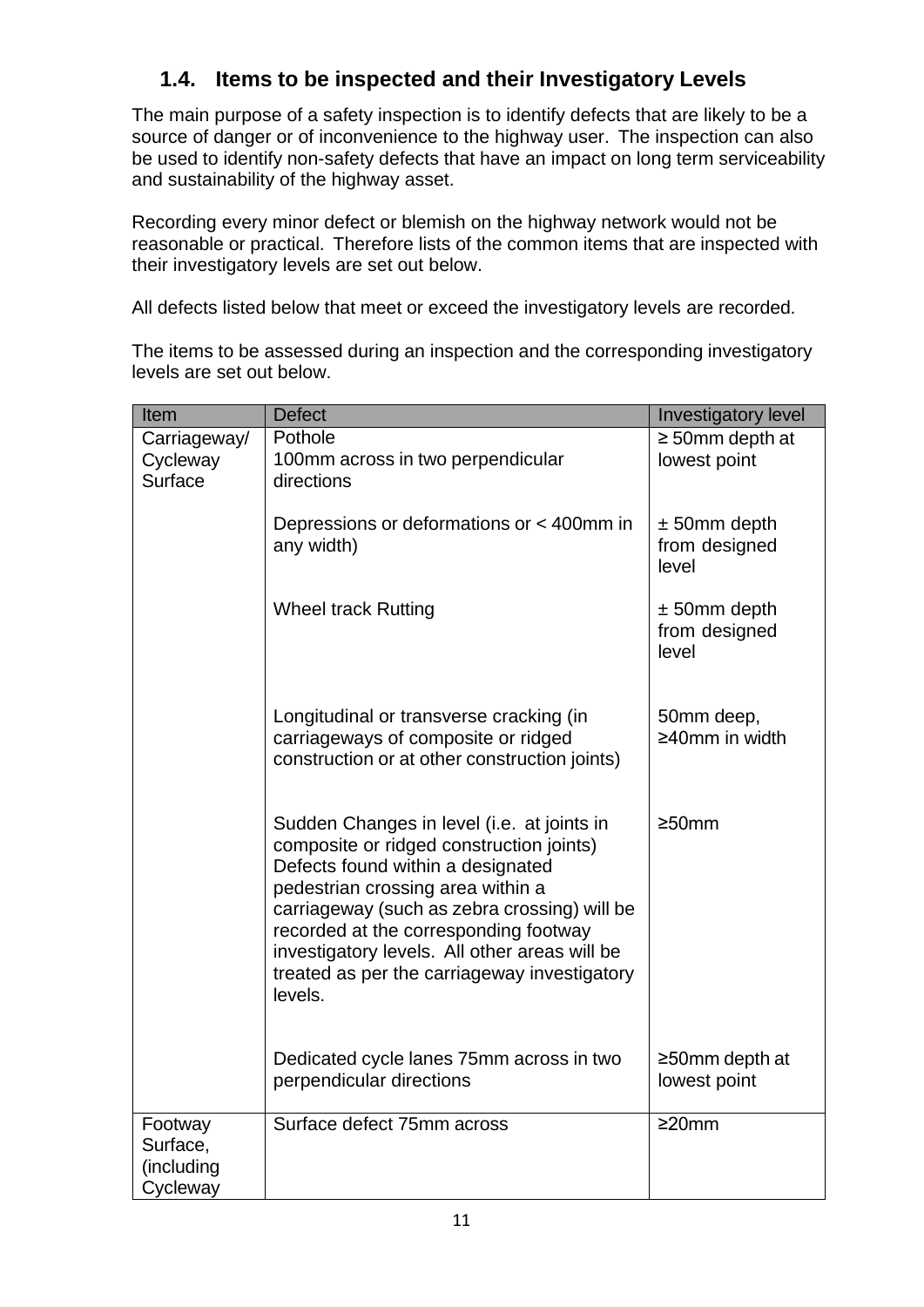## 1.4. Items to be inspected and their Investigatory Levels

The main purpose of a safety inspection is to identify defects that are likely to be a source of danger or of inconvenience to the highway user. The inspection can also be used to identify non-safety defects that have an impact on long term serviceability and sustainability of the highway asset.

Recording every minor defect or blemish on the highway network would not be reasonable or practical. Therefore lists of the common items that are inspected with their investigatory levels are set out below.

All defects listed below that meet or exceed the investigatory levels are recorded.

The items to be assessed during an inspection and the corresponding investigatory levels are set out below.

| Item | Defect | Investigatory level |
|---|---|---|
| Carriageway/ Cycleway Surface | Pothole<br>100mm across in two perpendicular directions | ≥ 50mm depth at lowest point |
| | Depressions or deformations or < 400mm in any width) | ± 50mm depth from designed level |
| | Wheel track Rutting | ± 50mm depth from designed level |
| | Longitudinal or transverse cracking (in carriageways of composite or ridged construction or at other construction joints) | 50mm deep, ≥40mm in width |
| | Sudden Changes in level (i.e. at joints in composite or ridged construction joints) Defects found within a designated pedestrian crossing area within a carriageway (such as zebra crossing) will be recorded at the corresponding footway investigatory levels. All other areas will be treated as per the carriageway investigatory levels. | ≥50mm |
| | Dedicated cycle lanes 75mm across in two perpendicular directions | ≥50mm depth at lowest point |
| Footway Surface, (including Cycleway | Surface defect 75mm across | ≥20mm |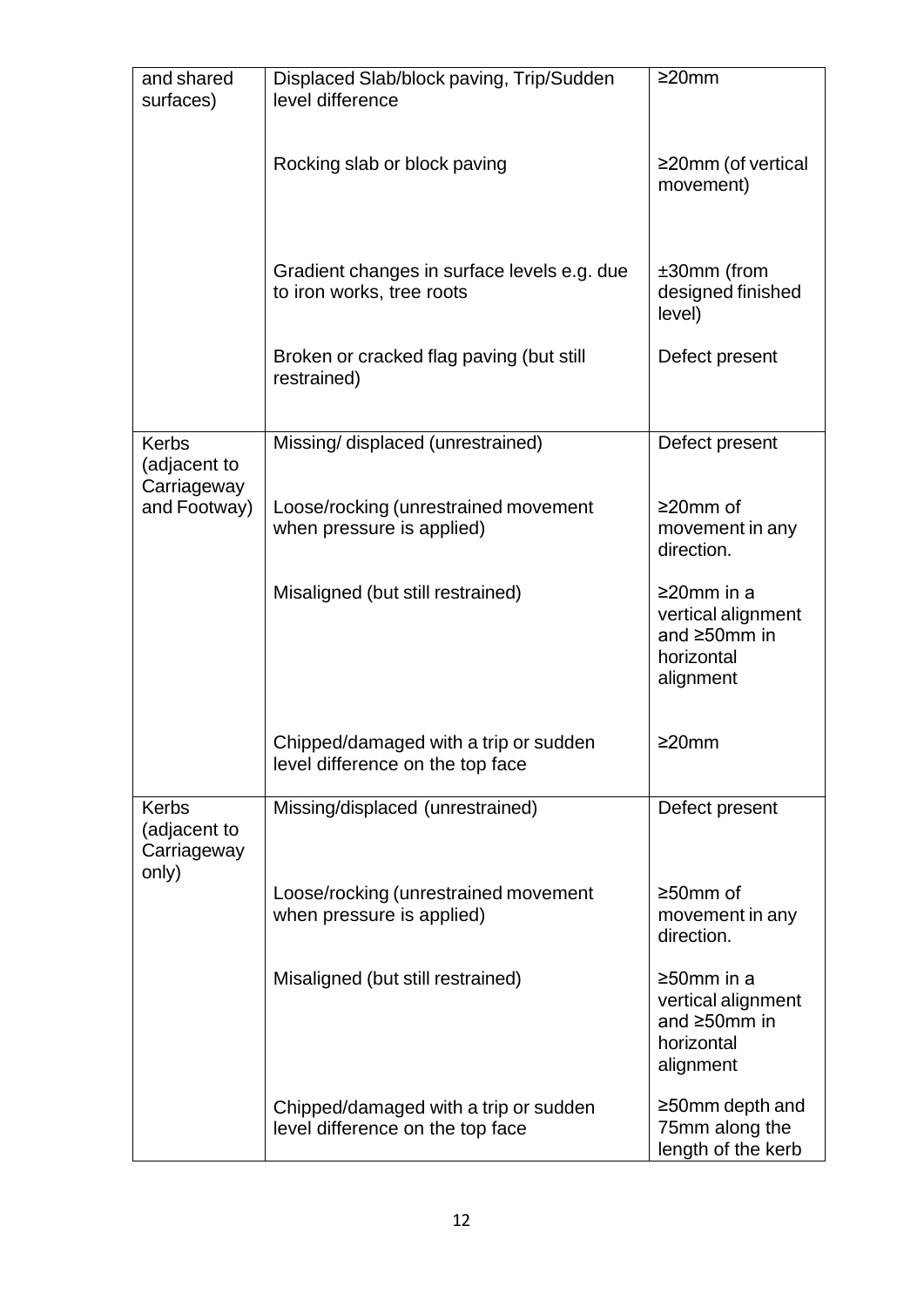| | | |
|---|---|---|
| and shared surfaces) | Displaced Slab/block paving, Trip/Sudden level difference | ≥20mm |
| | Rocking slab or block paving | ≥20mm (of vertical movement) |
| | Gradient changes in surface levels e.g. due to iron works, tree roots | ±30mm (from designed finished level) |
| | Broken or cracked flag paving (but still restrained) | Defect present |
| Kerbs (adjacent to Carriageway and Footway) | Missing/ displaced (unrestrained) | Defect present |
| | Loose/rocking (unrestrained movement when pressure is applied) | ≥20mm of movement in any direction. |
| | Misaligned (but still restrained) | ≥20mm in a vertical alignment and ≥50mm in horizontal alignment |
| | Chipped/damaged with a trip or sudden level difference on the top face | ≥20mm |
| Kerbs (adjacent to Carriageway only) | Missing/displaced (unrestrained) | Defect present |
| | Loose/rocking (unrestrained movement when pressure is applied) | ≥50mm of movement in any direction. |
| | Misaligned (but still restrained) | ≥50mm in a vertical alignment and ≥50mm in horizontal alignment |
| | Chipped/damaged with a trip or sudden level difference on the top face | ≥50mm depth and 75mm along the length of the kerb |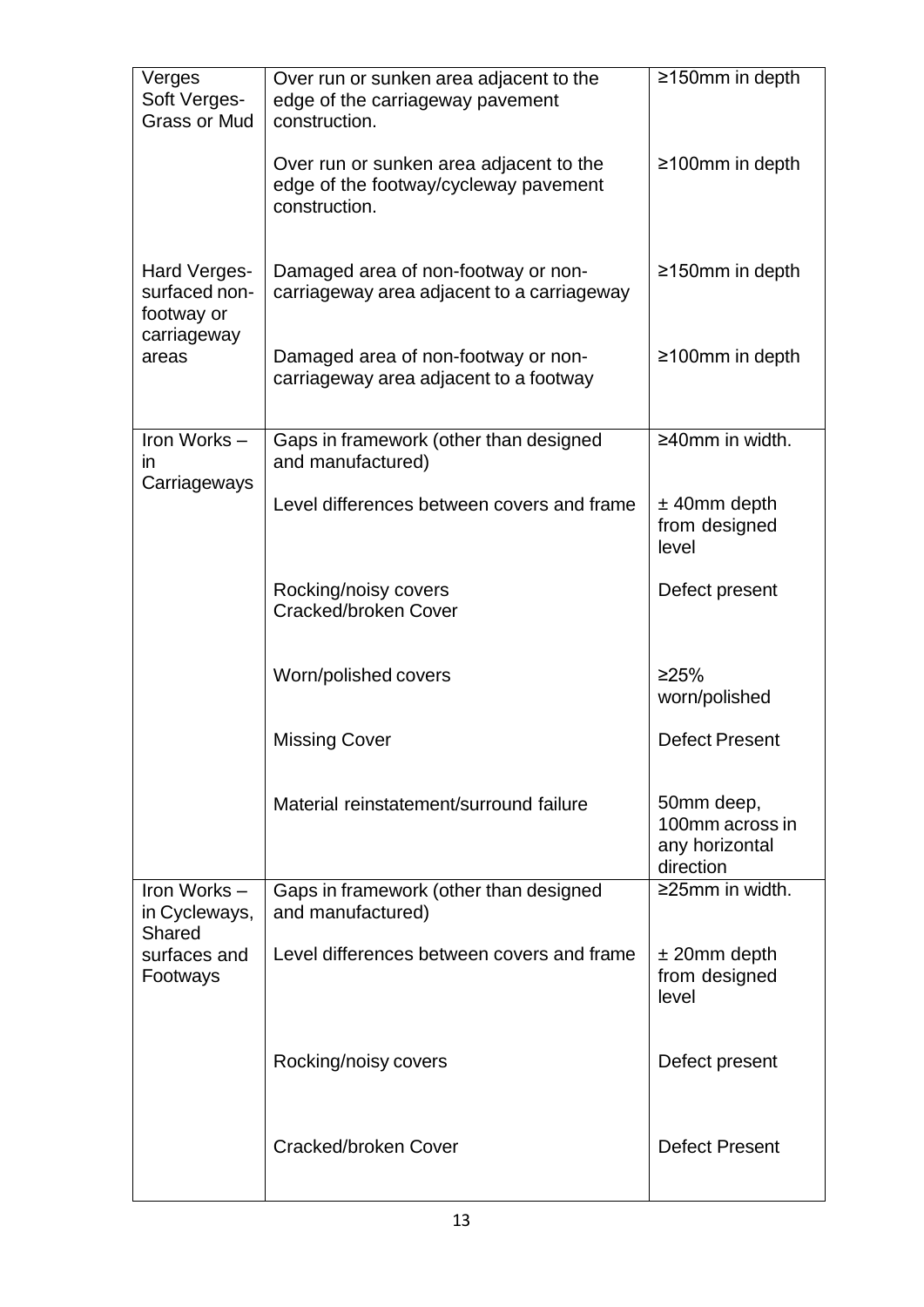| | | |
|---|---|---|
| Verges<br>Soft Verges- Grass or Mud | Over run or sunken area adjacent to the edge of the carriageway pavement construction. | ≥150mm in depth |
| | Over run or sunken area adjacent to the edge of the footway/cycleway pavement construction. | ≥100mm in depth |
| Hard Verges- surfaced non-footway or carriageway areas | Damaged area of non-footway or non-carriageway area adjacent to a carriageway | ≥150mm in depth |
| | Damaged area of non-footway or non-carriageway area adjacent to a footway | ≥100mm in depth |
| Iron Works – in Carriageways | Gaps in framework (other than designed and manufactured) | ≥40mm in width. |
| | Level differences between covers and frame | ± 40mm depth from designed level |
| | Rocking/noisy covers<br>Cracked/broken Cover | Defect present |
| | Worn/polished covers | ≥25% worn/polished |
| | Missing Cover | Defect Present |
| | Material reinstatement/surround failure | 50mm deep, 100mm across in any horizontal direction |
| Iron Works – in Cycleways, Shared surfaces and Footways | Gaps in framework (other than designed and manufactured) | ≥25mm in width. |
| | Level differences between covers and frame | ± 20mm depth from designed level |
| | Rocking/noisy covers | Defect present |
| | Cracked/broken Cover | Defect Present |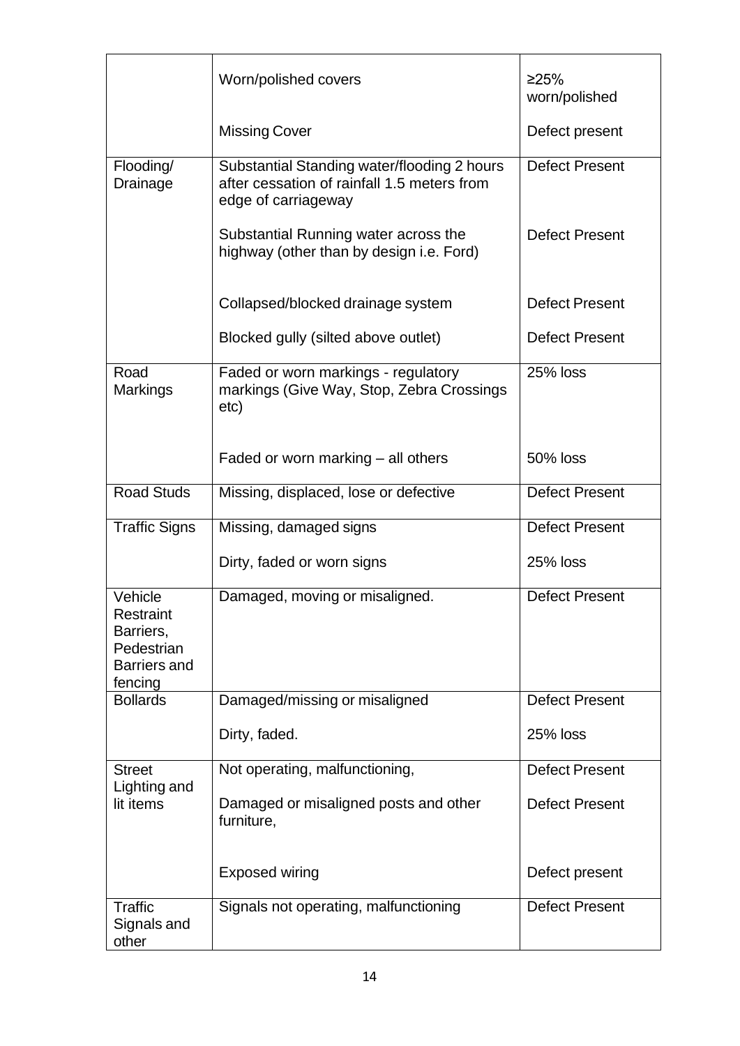| | | |
|---|---|---|
| | Worn/polished covers | ≥25% worn/polished |
| | Missing Cover | Defect present |
| Flooding/ Drainage | Substantial Standing water/flooding 2 hours after cessation of rainfall 1.5 meters from edge of carriageway | Defect Present |
| | Substantial Running water across the highway (other than by design i.e. Ford) | Defect Present |
| | Collapsed/blocked drainage system | Defect Present |
| | Blocked gully (silted above outlet) | Defect Present |
| Road Markings | Faded or worn markings - regulatory markings (Give Way, Stop, Zebra Crossings etc) | 25% loss |
| | Faded or worn marking – all others | 50% loss |
| Road Studs | Missing, displaced, lose or defective | Defect Present |
| Traffic Signs | Missing, damaged signs | Defect Present |
| | Dirty, faded or worn signs | 25% loss |
| Vehicle Restraint Barriers, Pedestrian Barriers and fencing | Damaged, moving or misaligned. | Defect Present |
| Bollards | Damaged/missing or misaligned | Defect Present |
| | Dirty, faded. | 25% loss |
| Street Lighting and lit items | Not operating, malfunctioning, | Defect Present |
| | Damaged or misaligned posts and other furniture, | Defect Present |
| | Exposed wiring | Defect present |
| Traffic Signals and other | Signals not operating, malfunctioning | Defect Present |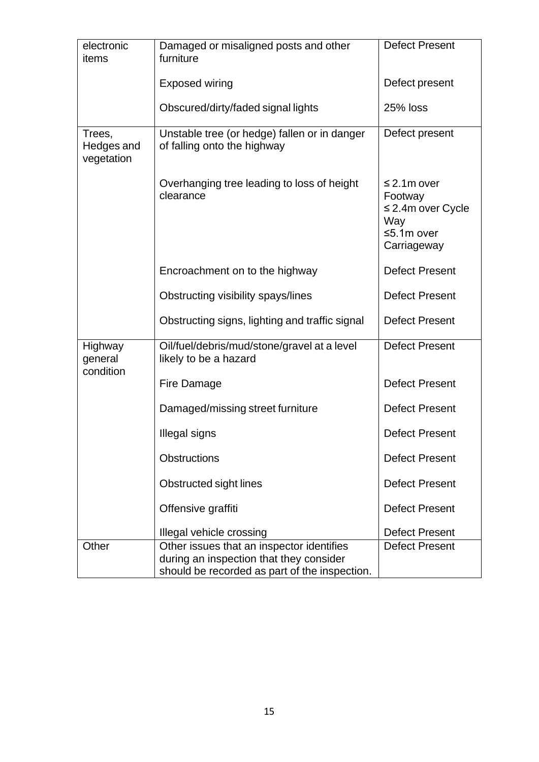| | | |
|---|---|---|
| electronic items | Damaged or misaligned posts and other furniture | Defect Present |
| | Exposed wiring | Defect present |
| | Obscured/dirty/faded signal lights | 25% loss |
| Trees, Hedges and vegetation | Unstable tree (or hedge) fallen or in danger of falling onto the highway | Defect present |
| | Overhanging tree leading to loss of height clearance | ≤ 2.1m over Footway<br>≤ 2.4m over Cycle Way<br>≤5.1m over Carriageway |
| | Encroachment on to the highway | Defect Present |
| | Obstructing visibility spays/lines | Defect Present |
| | Obstructing signs, lighting and traffic signal | Defect Present |
| Highway general condition | Oil/fuel/debris/mud/stone/gravel at a level likely to be a hazard | Defect Present |
| | Fire Damage | Defect Present |
| | Damaged/missing street furniture | Defect Present |
| | Illegal signs | Defect Present |
| | Obstructions | Defect Present |
| | Obstructed sight lines | Defect Present |
| | Offensive graffiti | Defect Present |
| | Illegal vehicle crossing | Defect Present |
| Other | Other issues that an inspector identifies during an inspection that they consider should be recorded as part of the inspection. | Defect Present |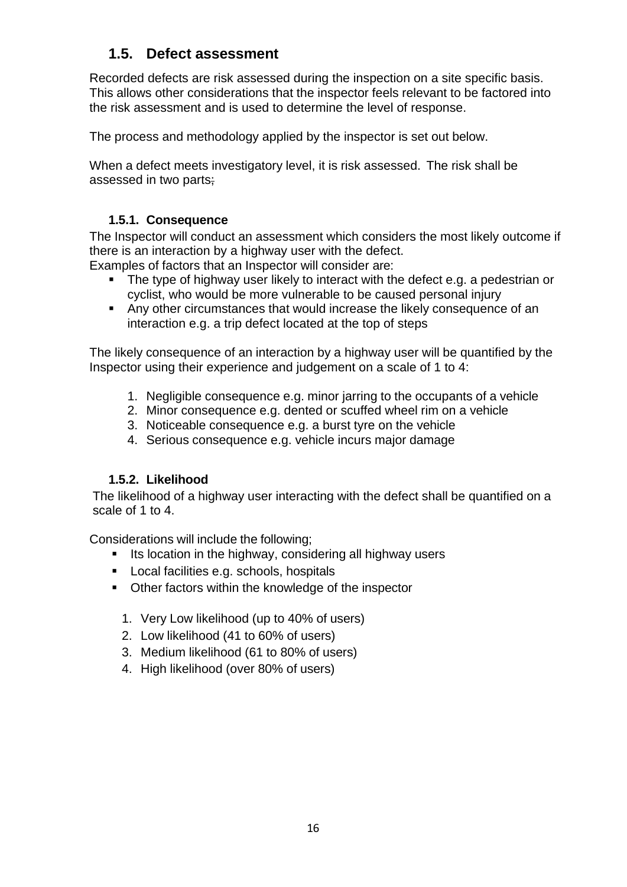## 1.5. Defect assessment

Recorded defects are risk assessed during the inspection on a site specific basis. This allows other considerations that the inspector feels relevant to be factored into the risk assessment and is used to determine the level of response.

The process and methodology applied by the inspector is set out below.

When a defect meets investigatory level, it is risk assessed. The risk shall be assessed in two parts;

### 1.5.1. Consequence

The Inspector will conduct an assessment which considers the most likely outcome if there is an interaction by a highway user with the defect.
Examples of factors that an Inspector will consider are:

- The type of highway user likely to interact with the defect e.g. a pedestrian or cyclist, who would be more vulnerable to be caused personal injury
- Any other circumstances that would increase the likely consequence of an interaction e.g. a trip defect located at the top of steps

The likely consequence of an interaction by a highway user will be quantified by the Inspector using their experience and judgement on a scale of 1 to 4:

1. Negligible consequence e.g. minor jarring to the occupants of a vehicle
2. Minor consequence e.g. dented or scuffed wheel rim on a vehicle
3. Noticeable consequence e.g. a burst tyre on the vehicle
4. Serious consequence e.g. vehicle incurs major damage

### 1.5.2. Likelihood

The likelihood of a highway user interacting with the defect shall be quantified on a scale of 1 to 4.

Considerations will include the following;

- Its location in the highway, considering all highway users
- Local facilities e.g. schools, hospitals
- Other factors within the knowledge of the inspector

1. Very Low likelihood (up to 40% of users)
2. Low likelihood (41 to 60% of users)
3. Medium likelihood (61 to 80% of users)
4. High likelihood (over 80% of users)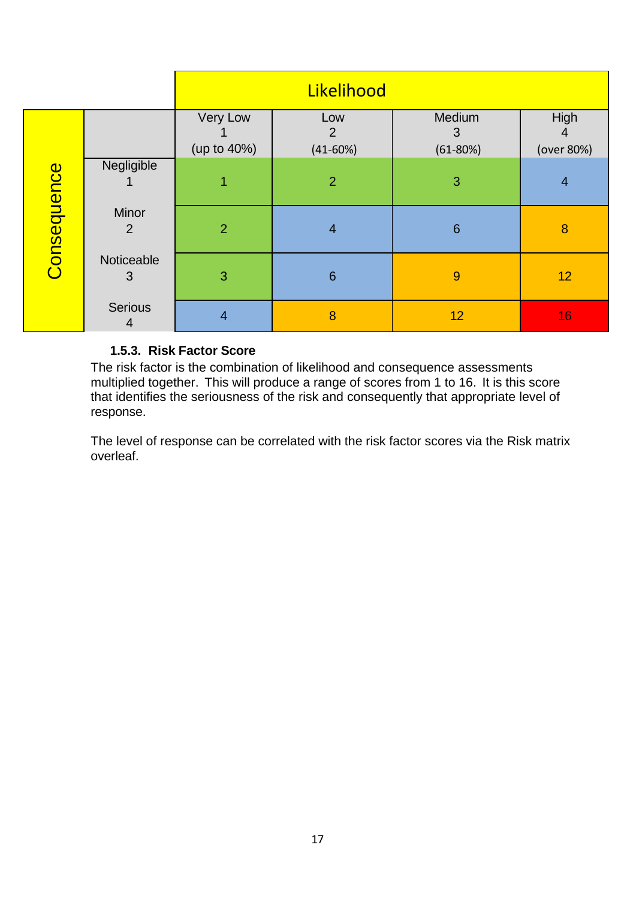| Consequence | | Likelihood | | | |
|---|---|---|---|---|---|
| | | Very Low 1 (up to 40%) | Low 2 (41-60%) | Medium 3 (61-80%) | High 4 (over 80%) |
| | Negligible 1 | 1 | 2 | 3 | 4 |
| | Minor 2 | 2 | 4 | 6 | 8 |
| | Noticeable 3 | 3 | 6 | 9 | 12 |
| | Serious 4 | 4 | 8 | 12 | 16 |

#### 1.5.3. Risk Factor Score

The risk factor is the combination of likelihood and consequence assessments multiplied together. This will produce a range of scores from 1 to 16. It is this score that identifies the seriousness of the risk and consequently that appropriate level of response.

The level of response can be correlated with the risk factor scores via the Risk matrix overleaf.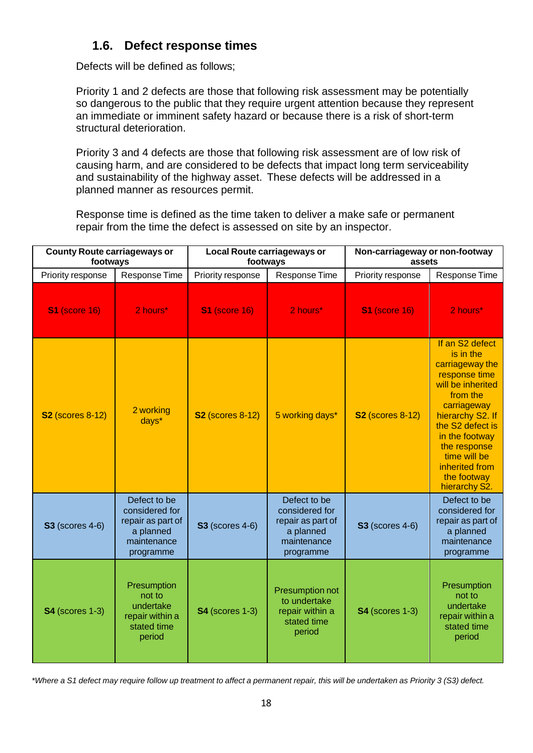## 1.6. Defect response times

Defects will be defined as follows;

Priority 1 and 2 defects are those that following risk assessment may be potentially so dangerous to the public that they require urgent attention because they represent an immediate or imminent safety hazard or because there is a risk of short-term structural deterioration.

Priority 3 and 4 defects are those that following risk assessment are of low risk of causing harm, and are considered to be defects that impact long term serviceability and sustainability of the highway asset. These defects will be addressed in a planned manner as resources permit.

Response time is defined as the time taken to deliver a make safe or permanent repair from the time the defect is assessed on site by an inspector.

| **County Route carriageways or footways** | | **Local Route carriageways or footways** | | **Non-carriageway or non-footway assets** | |
|---|---|---|---|---|---|
| Priority response | Response Time | Priority response | Response Time | Priority response | Response Time |
| **S1** (score 16) | 2 hours* | **S1** (score 16) | 2 hours* | **S1** (score 16) | 2 hours* |
| **S2** (scores 8-12) | 2 working days* | **S2** (scores 8-12) | 5 working days* | **S2** (scores 8-12) | If an S2 defect is in the carriageway the response time will be inherited from the carriageway hierarchy S2. If the S2 defect is in the footway the response time will be inherited from the footway hierarchy S2. |
| **S3** (scores 4-6) | Defect to be considered for repair as part of a planned maintenance programme | **S3** (scores 4-6) | Defect to be considered for repair as part of a planned maintenance programme | **S3** (scores 4-6) | Defect to be considered for repair as part of a planned maintenance programme |
| **S4** (scores 1-3) | Presumption not to undertake repair within a stated time period | **S4** (scores 1-3) | Presumption not to undertake repair within a stated time period | **S4** (scores 1-3) | Presumption not to undertake repair within a stated time period |

*\*Where a S1 defect may require follow up treatment to affect a permanent repair, this will be undertaken as Priority 3 (S3) defect.*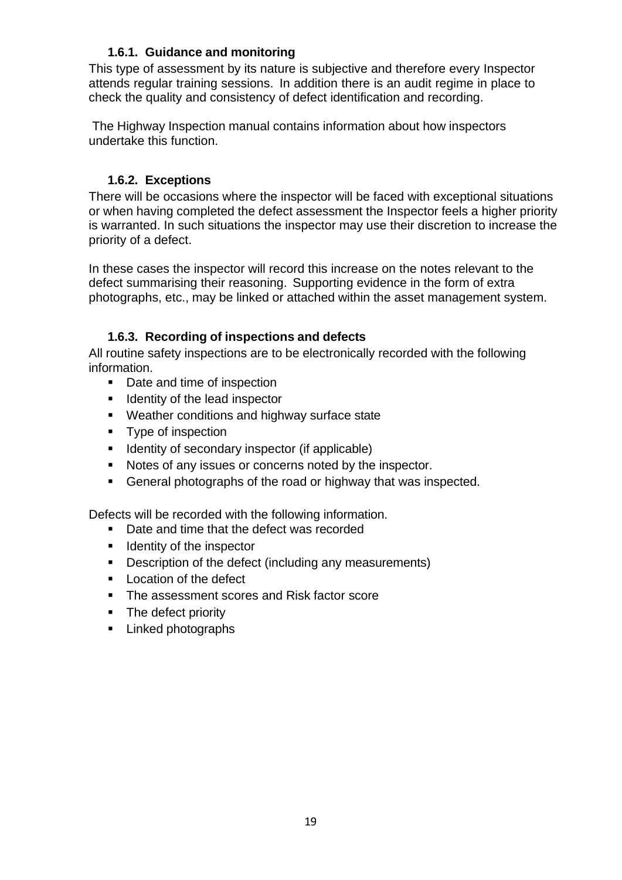### 1.6.1. Guidance and monitoring

This type of assessment by its nature is subjective and therefore every Inspector attends regular training sessions. In addition there is an audit regime in place to check the quality and consistency of defect identification and recording.

The Highway Inspection manual contains information about how inspectors undertake this function.

### 1.6.2. Exceptions

There will be occasions where the inspector will be faced with exceptional situations or when having completed the defect assessment the Inspector feels a higher priority is warranted. In such situations the inspector may use their discretion to increase the priority of a defect.

In these cases the inspector will record this increase on the notes relevant to the defect summarising their reasoning. Supporting evidence in the form of extra photographs, etc., may be linked or attached within the asset management system.

### 1.6.3. Recording of inspections and defects

All routine safety inspections are to be electronically recorded with the following information.

- Date and time of inspection
- Identity of the lead inspector
- Weather conditions and highway surface state
- Type of inspection
- Identity of secondary inspector (if applicable)
- Notes of any issues or concerns noted by the inspector.
- General photographs of the road or highway that was inspected.

Defects will be recorded with the following information.

- Date and time that the defect was recorded
- Identity of the inspector
- Description of the defect (including any measurements)
- Location of the defect
- The assessment scores and Risk factor score
- The defect priority
- Linked photographs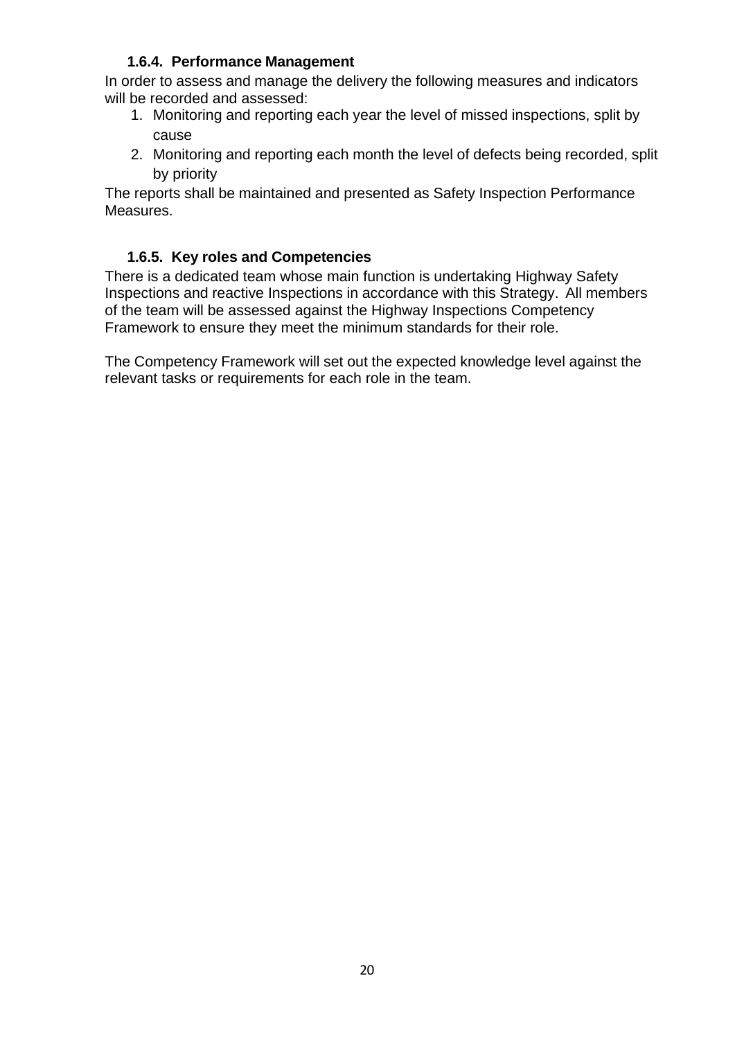### 1.6.4. Performance Management

In order to assess and manage the delivery the following measures and indicators will be recorded and assessed:

1. Monitoring and reporting each year the level of missed inspections, split by cause
2. Monitoring and reporting each month the level of defects being recorded, split by priority

The reports shall be maintained and presented as Safety Inspection Performance Measures.

### 1.6.5. Key roles and Competencies

There is a dedicated team whose main function is undertaking Highway Safety Inspections and reactive Inspections in accordance with this Strategy. All members of the team will be assessed against the Highway Inspections Competency Framework to ensure they meet the minimum standards for their role.

The Competency Framework will set out the expected knowledge level against the relevant tasks or requirements for each role in the team.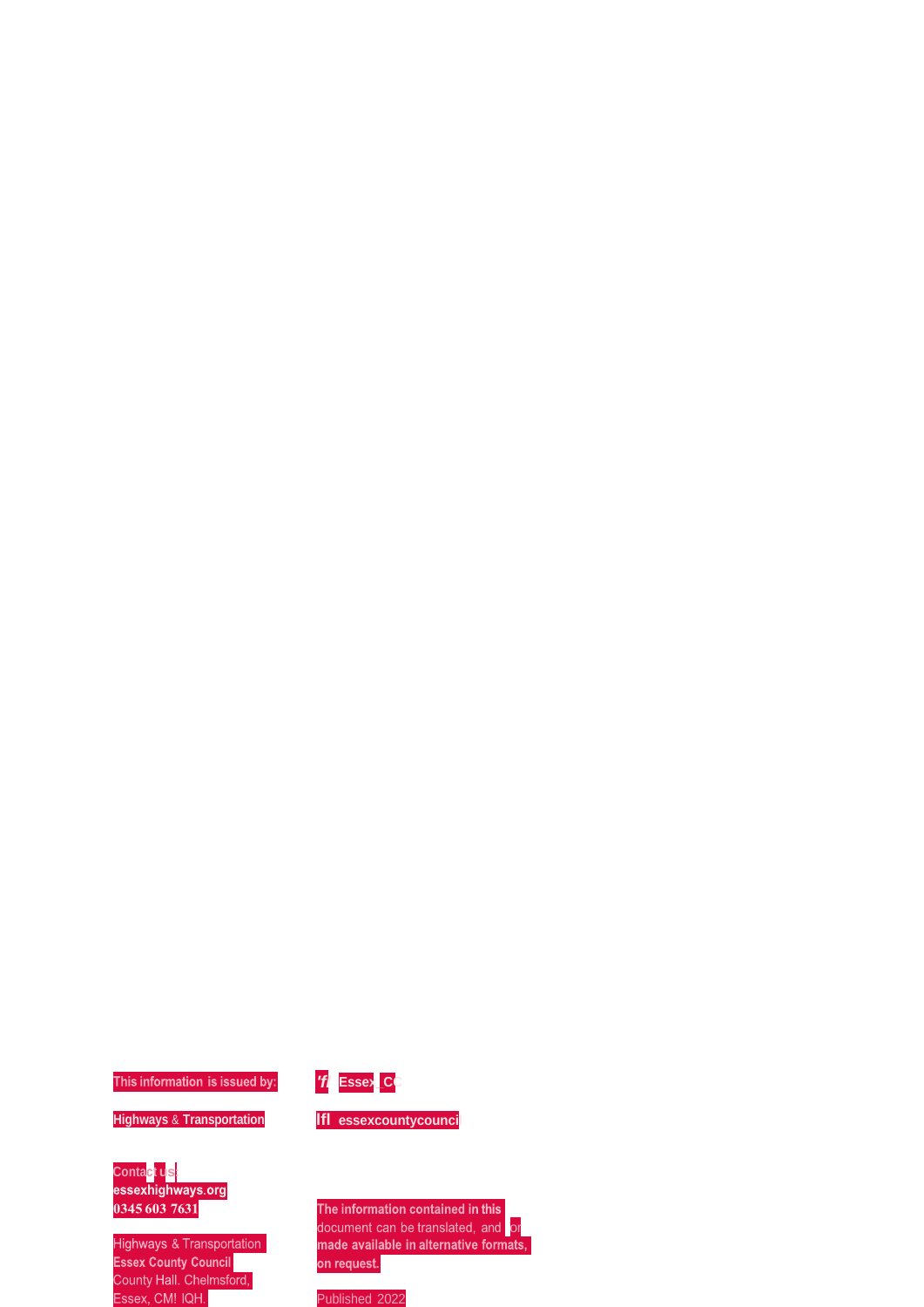This information is issued by:

Highways & Transportation

Contact us:
essexhighways.org
0345 603 7631

Highways & Transportation
Essex County Council
County Hall, Chelmsford,
Essex, CM! IQH.

Essex Co

essexcountycounci

The information contained in this document can be translated, and/or made available in alternative formats, on request.

Published 2022